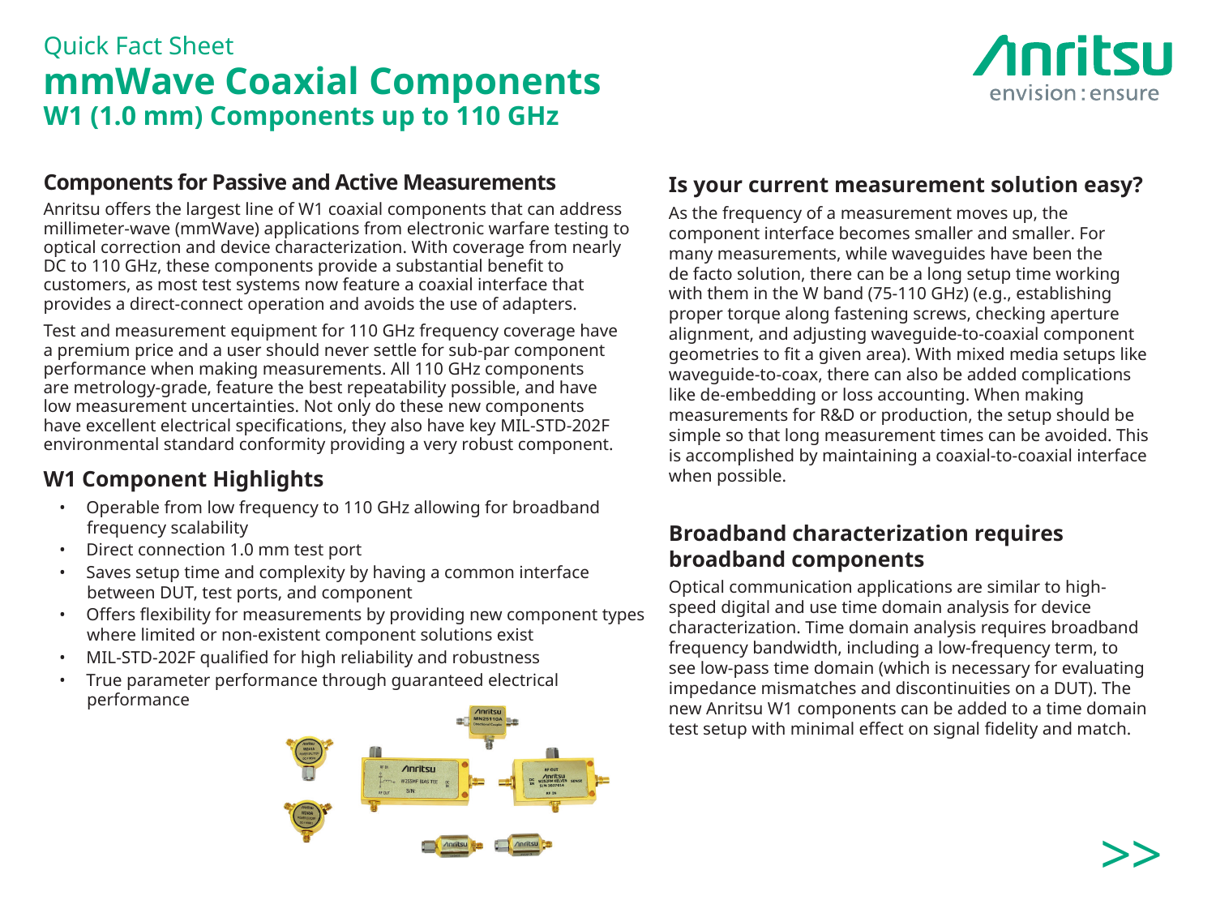Quick Fact Sheet

# mmWave Coaxial Components

## W1 (1.0 mm) Components up to 110 GHz

### Components for Passive and Active Measurements

Anritsu offers the largest line of W1 coaxial components that can address millimeter-wave (mmWave) applications from electronic warfare testing to optical correction and device characterization. With coverage from nearly DC to 110 GHz, these components provide a substantial benefit to customers, as most test systems now feature a coaxial interface that provides a direct-connect operation and avoids the use of adapters.

Test and measurement equipment for 110 GHz frequency coverage have a premium price and a user should never settle for sub-par component performance when making measurements. All 110 GHz components are metrology-grade, feature the best repeatability possible, and have low measurement uncertainties. Not only do these new components have excellent electrical specifications, they also have key MIL-STD-202F environmental standard conformity providing a very robust component.

### W1 Component Highlights

- Operable from low frequency to 110 GHz allowing for broadband frequency scalability
- Direct connection 1.0 mm test port
- Saves setup time and complexity by having a common interface between DUT, test ports, and component
- Offers flexibility for measurements by providing new component types where limited or non-existent component solutions exist
- MIL-STD-202F qualified for high reliability and robustness
- True parameter performance through guaranteed electrical performance

### Is your current measurement solution easy?

As the frequency of a measurement moves up, the component interface becomes smaller and smaller. For many measurements, while waveguides have been the de facto solution, there can be a long setup time working with them in the W band (75-110 GHz) (e.g., establishing proper torque along fastening screws, checking aperture alignment, and adjusting waveguide-to-coaxial component geometries to fit a given area). With mixed media setups like waveguide-to-coax, there can also be added complications like de-embedding or loss accounting. When making measurements for R&D or production, the setup should be simple so that long measurement times can be avoided. This is accomplished by maintaining a coaxial-to-coaxial interface when possible.

### Broadband characterization requires broadband components

Optical communication applications are similar to high-speed digital and use time domain analysis for device characterization. Time domain analysis requires broadband frequency bandwidth, including a low-frequency term, to see low-pass time domain (which is necessary for evaluating impedance mismatches and discontinuities on a DUT). The new Anritsu W1 components can be added to a time domain test setup with minimal effect on signal fidelity and match.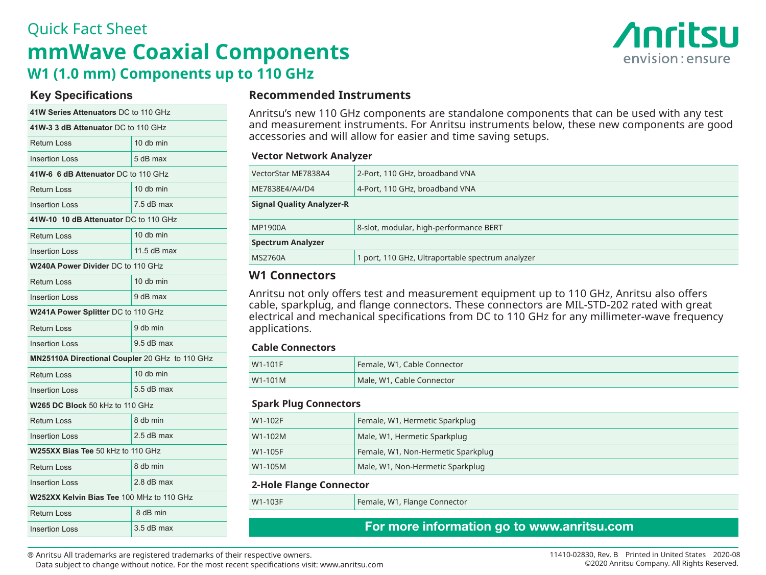Quick Fact Sheet

# mmWave Coaxial Components

## W1 (1.0 mm) Components up to 110 GHz

Anritsu
envision : ensure

### Key Specifications

| | |
|---|---|
| **41W Series Attenuators** DC to 110 GHz | |
| **41W-3 3 dB Attenuator** DC to 110 GHz | |
| Return Loss | 10 db min |
| Insertion Loss | 5 dB max |
| **41W-6 6 dB Attenuator** DC to 110 GHz | |
| Return Loss | 10 db min |
| Insertion Loss | 7.5 dB max |
| **41W-10 10 dB Attenuator** DC to 110 GHz | |
| Return Loss | 10 db min |
| Insertion Loss | 11.5 dB max |
| **W240A Power Divider** DC to 110 GHz | |
| Return Loss | 10 db min |
| Insertion Loss | 9 dB max |
| **W241A Power Splitter** DC to 110 GHz | |
| Return Loss | 9 db min |
| Insertion Loss | 9.5 dB max |
| **MN25110A Directional Coupler** 20 GHz to 110 GHz | |
| Return Loss | 10 db min |
| Insertion Loss | 5.5 dB max |
| **W265 DC Block** 50 kHz to 110 GHz | |
| Return Loss | 8 db min |
| Insertion Loss | 2.5 dB max |
| **W255XX Bias Tee** 50 kHz to 110 GHz | |
| Return Loss | 8 db min |
| Insertion Loss | 2.8 dB max |
| **W252XX Kelvin Bias Tee** 100 MHz to 110 GHz | |
| Return Loss | 8 dB min |
| Insertion Loss | 3.5 dB max |

### Recommended Instruments

Anritsu's new 110 GHz components are standalone components that can be used with any test and measurement instruments. For Anritsu instruments below, these new components are good accessories and will allow for easier and time saving setups.

**Vector Network Analyzer**

| | |
|---|---|
| VectorStar ME7838A4 | 2-Port, 110 GHz, broadband VNA |
| ME7838E4/A4/D4 | 4-Port, 110 GHz, broadband VNA |
| **Signal Quality Analyzer-R** | |
| MP1900A | 8-slot, modular, high-performance BERT |
| **Spectrum Analyzer** | |
| MS2760A | 1 port, 110 GHz, Ultraportable spectrum analyzer |

### W1 Connectors

Anritsu not only offers test and measurement equipment up to 110 GHz, Anritsu also offers cable, sparkplug, and flange connectors. These connectors are MIL-STD-202 rated with great electrical and mechanical specifications from DC to 110 GHz for any millimeter-wave frequency applications.

**Cable Connectors**

| | |
|---|---|
| W1-101F | Female, W1, Cable Connector |
| W1-101M | Male, W1, Cable Connector |

**Spark Plug Connectors**

| | |
|---|---|
| W1-102F | Female, W1, Hermetic Sparkplug |
| W1-102M | Male, W1, Hermetic Sparkplug |
| W1-105F | Female, W1, Non-Hermetic Sparkplug |
| W1-105M | Male, W1, Non-Hermetic Sparkplug |

**2-Hole Flange Connector**

| | |
|---|---|
| W1-103F | Female, W1, Flange Connector |

**For more information go to www.anritsu.com**

® Anritsu All trademarks are registered trademarks of their respective owners.
Data subject to change without notice. For the most recent specifications visit: www.anritsu.com

11410-02830, Rev. B Printed in United States 2020-08
©2020 Anritsu Company. All Rights Reserved.